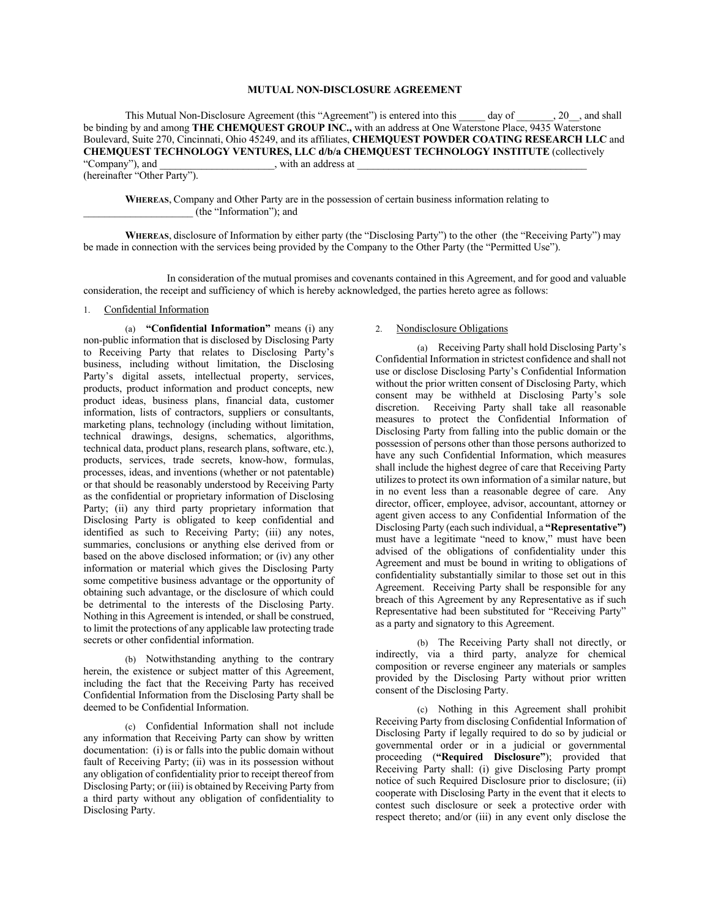# MUTUAL NON-DISCLOSURE AGREEMENT

This Mutual Non-Disclosure Agreement (this "Agreement") is entered into this _____ day of _______, 20__, and shall be binding by and among **THE CHEMQUEST GROUP INC.,** with an address at One Waterstone Place, 9435 Waterstone Boulevard, Suite 270, Cincinnati, Ohio 45249, and its affiliates, **CHEMQUEST POWDER COATING RESEARCH LLC** and **CHEMQUEST TECHNOLOGY VENTURES, LLC d/b/a CHEMQUEST TECHNOLOGY INSTITUTE** (collectively "Company"), and _____________________, with an address at ____________________________________________ (hereinafter "Other Party").

**WHEREAS**, Company and Other Party are in the possession of certain business information relating to _____________________ (the "Information"); and

**WHEREAS**, disclosure of Information by either party (the "Disclosing Party") to the other (the "Receiving Party") may be made in connection with the services being provided by the Company to the Other Party (the "Permitted Use").

In consideration of the mutual promises and covenants contained in this Agreement, and for good and valuable consideration, the receipt and sufficiency of which is hereby acknowledged, the parties hereto agree as follows:

1. Confidential Information

(a) **"Confidential Information"** means (i) any non-public information that is disclosed by Disclosing Party to Receiving Party that relates to Disclosing Party's business, including without limitation, the Disclosing Party's digital assets, intellectual property, services, products, product information and product concepts, new product ideas, business plans, financial data, customer information, lists of contractors, suppliers or consultants, marketing plans, technology (including without limitation, technical drawings, designs, schematics, algorithms, technical data, product plans, research plans, software, etc.), products, services, trade secrets, know-how, formulas, processes, ideas, and inventions (whether or not patentable) or that should be reasonably understood by Receiving Party as the confidential or proprietary information of Disclosing Party; (ii) any third party proprietary information that Disclosing Party is obligated to keep confidential and identified as such to Receiving Party; (iii) any notes, summaries, conclusions or anything else derived from or based on the above disclosed information; or (iv) any other information or material which gives the Disclosing Party some competitive business advantage or the opportunity of obtaining such advantage, or the disclosure of which could be detrimental to the interests of the Disclosing Party. Nothing in this Agreement is intended, or shall be construed, to limit the protections of any applicable law protecting trade secrets or other confidential information.

(b) Notwithstanding anything to the contrary herein, the existence or subject matter of this Agreement, including the fact that the Receiving Party has received Confidential Information from the Disclosing Party shall be deemed to be Confidential Information.

(c) Confidential Information shall not include any information that Receiving Party can show by written documentation: (i) is or falls into the public domain without fault of Receiving Party; (ii) was in its possession without any obligation of confidentiality prior to receipt thereof from Disclosing Party; or (iii) is obtained by Receiving Party from a third party without any obligation of confidentiality to Disclosing Party.

2. Nondisclosure Obligations

(a) Receiving Party shall hold Disclosing Party's Confidential Information in strictest confidence and shall not use or disclose Disclosing Party's Confidential Information without the prior written consent of Disclosing Party, which consent may be withheld at Disclosing Party's sole discretion. Receiving Party shall take all reasonable measures to protect the Confidential Information of Disclosing Party from falling into the public domain or the possession of persons other than those persons authorized to have any such Confidential Information, which measures shall include the highest degree of care that Receiving Party utilizes to protect its own information of a similar nature, but in no event less than a reasonable degree of care. Any director, officer, employee, advisor, accountant, attorney or agent given access to any Confidential Information of the Disclosing Party (each such individual, a **"Representative")** must have a legitimate "need to know," must have been advised of the obligations of confidentiality under this Agreement and must be bound in writing to obligations of confidentiality substantially similar to those set out in this Agreement. Receiving Party shall be responsible for any breach of this Agreement by any Representative as if such Representative had been substituted for "Receiving Party" as a party and signatory to this Agreement.

(b) The Receiving Party shall not directly, or indirectly, via a third party, analyze for chemical composition or reverse engineer any materials or samples provided by the Disclosing Party without prior written consent of the Disclosing Party.

(c) Nothing in this Agreement shall prohibit Receiving Party from disclosing Confidential Information of Disclosing Party if legally required to do so by judicial or governmental order or in a judicial or governmental proceeding (**"Required Disclosure"**); provided that Receiving Party shall: (i) give Disclosing Party prompt notice of such Required Disclosure prior to disclosure; (ii) cooperate with Disclosing Party in the event that it elects to contest such disclosure or seek a protective order with respect thereto; and/or (iii) in any event only disclose the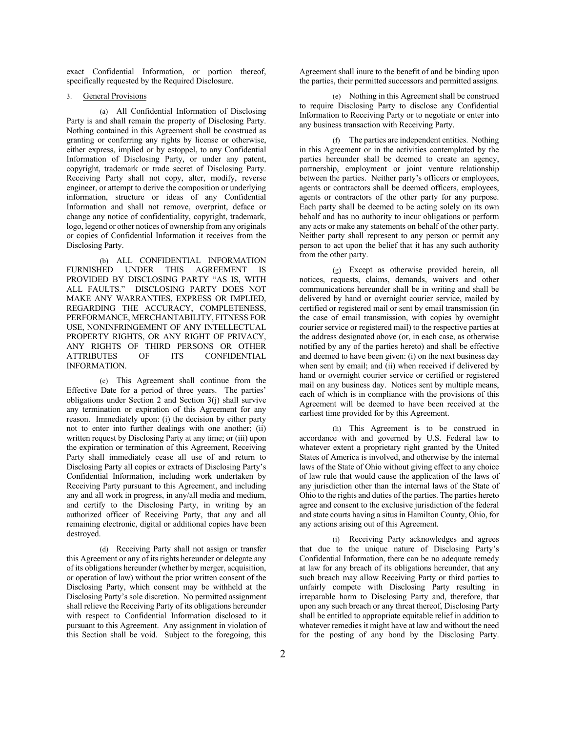exact Confidential Information, or portion thereof, specifically requested by the Required Disclosure.

3. <u>General Provisions</u>

(a) All Confidential Information of Disclosing Party is and shall remain the property of Disclosing Party. Nothing contained in this Agreement shall be construed as granting or conferring any rights by license or otherwise, either express, implied or by estoppel, to any Confidential Information of Disclosing Party, or under any patent, copyright, trademark or trade secret of Disclosing Party. Receiving Party shall not copy, alter, modify, reverse engineer, or attempt to derive the composition or underlying information, structure or ideas of any Confidential Information and shall not remove, overprint, deface or change any notice of confidentiality, copyright, trademark, logo, legend or other notices of ownership from any originals or copies of Confidential Information it receives from the Disclosing Party.

(b) ALL CONFIDENTIAL INFORMATION FURNISHED UNDER THIS AGREEMENT IS PROVIDED BY DISCLOSING PARTY "AS IS, WITH ALL FAULTS." DISCLOSING PARTY DOES NOT MAKE ANY WARRANTIES, EXPRESS OR IMPLIED, REGARDING THE ACCURACY, COMPLETENESS, PERFORMANCE, MERCHANTABILITY, FITNESS FOR USE, NONINFRINGEMENT OF ANY INTELLECTUAL PROPERTY RIGHTS, OR ANY RIGHT OF PRIVACY, ANY RIGHTS OF THIRD PERSONS OR OTHER ATTRIBUTES OF ITS CONFIDENTIAL INFORMATION.

(c) This Agreement shall continue from the Effective Date for a period of three years. The parties' obligations under Section 2 and Section 3(j) shall survive any termination or expiration of this Agreement for any reason. Immediately upon: (i) the decision by either party not to enter into further dealings with one another; (ii) written request by Disclosing Party at any time; or (iii) upon the expiration or termination of this Agreement, Receiving Party shall immediately cease all use of and return to Disclosing Party all copies or extracts of Disclosing Party's Confidential Information, including work undertaken by Receiving Party pursuant to this Agreement, and including any and all work in progress, in any/all media and medium, and certify to the Disclosing Party, in writing by an authorized officer of Receiving Party, that any and all remaining electronic, digital or additional copies have been destroyed.

(d) Receiving Party shall not assign or transfer this Agreement or any of its rights hereunder or delegate any of its obligations hereunder (whether by merger, acquisition, or operation of law) without the prior written consent of the Disclosing Party, which consent may be withheld at the Disclosing Party's sole discretion. No permitted assignment shall relieve the Receiving Party of its obligations hereunder with respect to Confidential Information disclosed to it pursuant to this Agreement. Any assignment in violation of this Section shall be void. Subject to the foregoing, this Agreement shall inure to the benefit of and be binding upon the parties, their permitted successors and permitted assigns.

(e) Nothing in this Agreement shall be construed to require Disclosing Party to disclose any Confidential Information to Receiving Party or to negotiate or enter into any business transaction with Receiving Party.

(f) The parties are independent entities. Nothing in this Agreement or in the activities contemplated by the parties hereunder shall be deemed to create an agency, partnership, employment or joint venture relationship between the parties. Neither party's officers or employees, agents or contractors shall be deemed officers, employees, agents or contractors of the other party for any purpose. Each party shall be deemed to be acting solely on its own behalf and has no authority to incur obligations or perform any acts or make any statements on behalf of the other party. Neither party shall represent to any person or permit any person to act upon the belief that it has any such authority from the other party.

(g) Except as otherwise provided herein, all notices, requests, claims, demands, waivers and other communications hereunder shall be in writing and shall be delivered by hand or overnight courier service, mailed by certified or registered mail or sent by email transmission (in the case of email transmission, with copies by overnight courier service or registered mail) to the respective parties at the address designated above (or, in each case, as otherwise notified by any of the parties hereto) and shall be effective and deemed to have been given: (i) on the next business day when sent by email; and (ii) when received if delivered by hand or overnight courier service or certified or registered mail on any business day. Notices sent by multiple means, each of which is in compliance with the provisions of this Agreement will be deemed to have been received at the earliest time provided for by this Agreement.

(h) This Agreement is to be construed in accordance with and governed by U.S. Federal law to whatever extent a proprietary right granted by the United States of America is involved, and otherwise by the internal laws of the State of Ohio without giving effect to any choice of law rule that would cause the application of the laws of any jurisdiction other than the internal laws of the State of Ohio to the rights and duties of the parties. The parties hereto agree and consent to the exclusive jurisdiction of the federal and state courts having a situs in Hamilton County, Ohio, for any actions arising out of this Agreement.

(i) Receiving Party acknowledges and agrees that due to the unique nature of Disclosing Party's Confidential Information, there can be no adequate remedy at law for any breach of its obligations hereunder, that any such breach may allow Receiving Party or third parties to unfairly compete with Disclosing Party resulting in irreparable harm to Disclosing Party and, therefore, that upon any such breach or any threat thereof, Disclosing Party shall be entitled to appropriate equitable relief in addition to whatever remedies it might have at law and without the need for the posting of any bond by the Disclosing Party.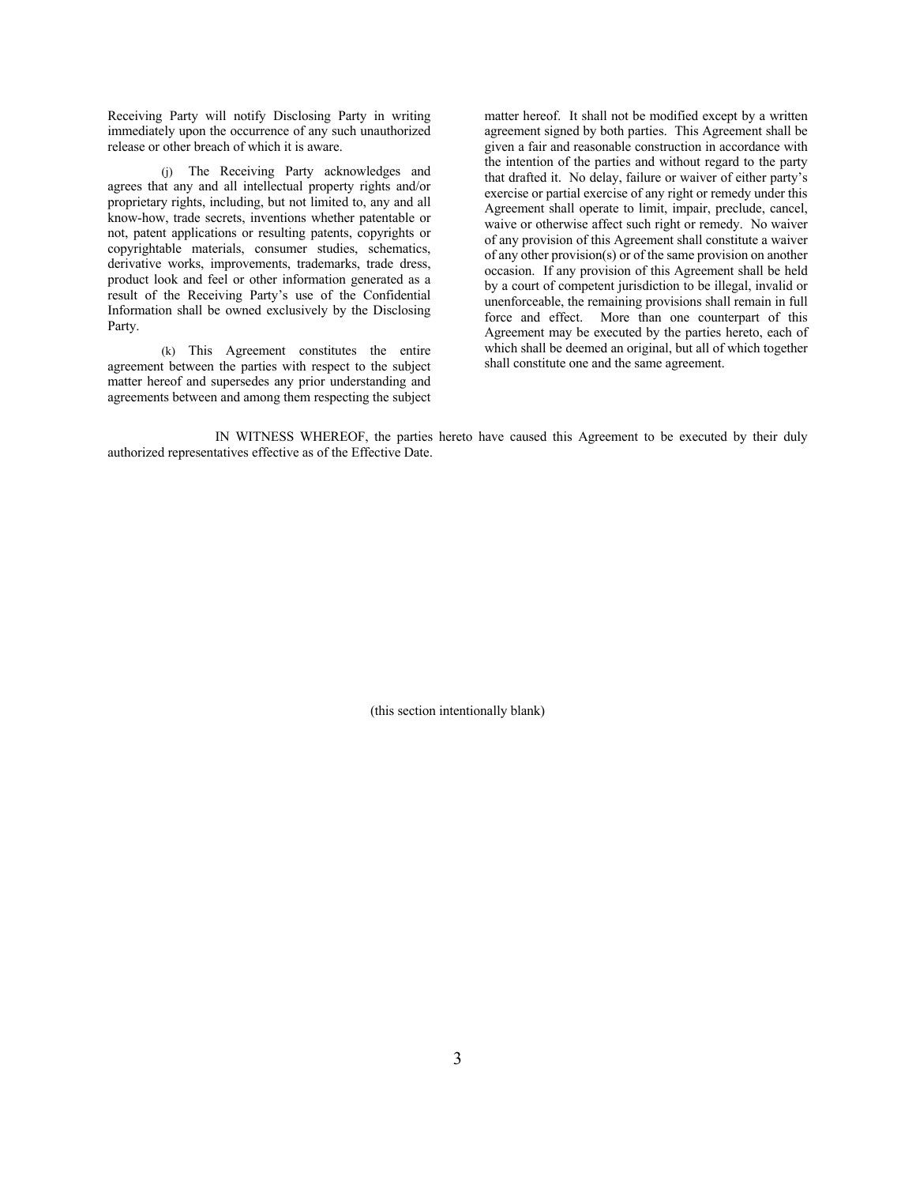Receiving Party will notify Disclosing Party in writing immediately upon the occurrence of any such unauthorized release or other breach of which it is aware.

(j) The Receiving Party acknowledges and agrees that any and all intellectual property rights and/or proprietary rights, including, but not limited to, any and all know-how, trade secrets, inventions whether patentable or not, patent applications or resulting patents, copyrights or copyrightable materials, consumer studies, schematics, derivative works, improvements, trademarks, trade dress, product look and feel or other information generated as a result of the Receiving Party's use of the Confidential Information shall be owned exclusively by the Disclosing Party.

(k) This Agreement constitutes the entire agreement between the parties with respect to the subject matter hereof and supersedes any prior understanding and agreements between and among them respecting the subject matter hereof. It shall not be modified except by a written agreement signed by both parties. This Agreement shall be given a fair and reasonable construction in accordance with the intention of the parties and without regard to the party that drafted it. No delay, failure or waiver of either party's exercise or partial exercise of any right or remedy under this Agreement shall operate to limit, impair, preclude, cancel, waive or otherwise affect such right or remedy. No waiver of any provision of this Agreement shall constitute a waiver of any other provision(s) or of the same provision on another occasion. If any provision of this Agreement shall be held by a court of competent jurisdiction to be illegal, invalid or unenforceable, the remaining provisions shall remain in full force and effect. More than one counterpart of this Agreement may be executed by the parties hereto, each of which shall be deemed an original, but all of which together shall constitute one and the same agreement.

IN WITNESS WHEREOF, the parties hereto have caused this Agreement to be executed by their duly authorized representatives effective as of the Effective Date.

(this section intentionally blank)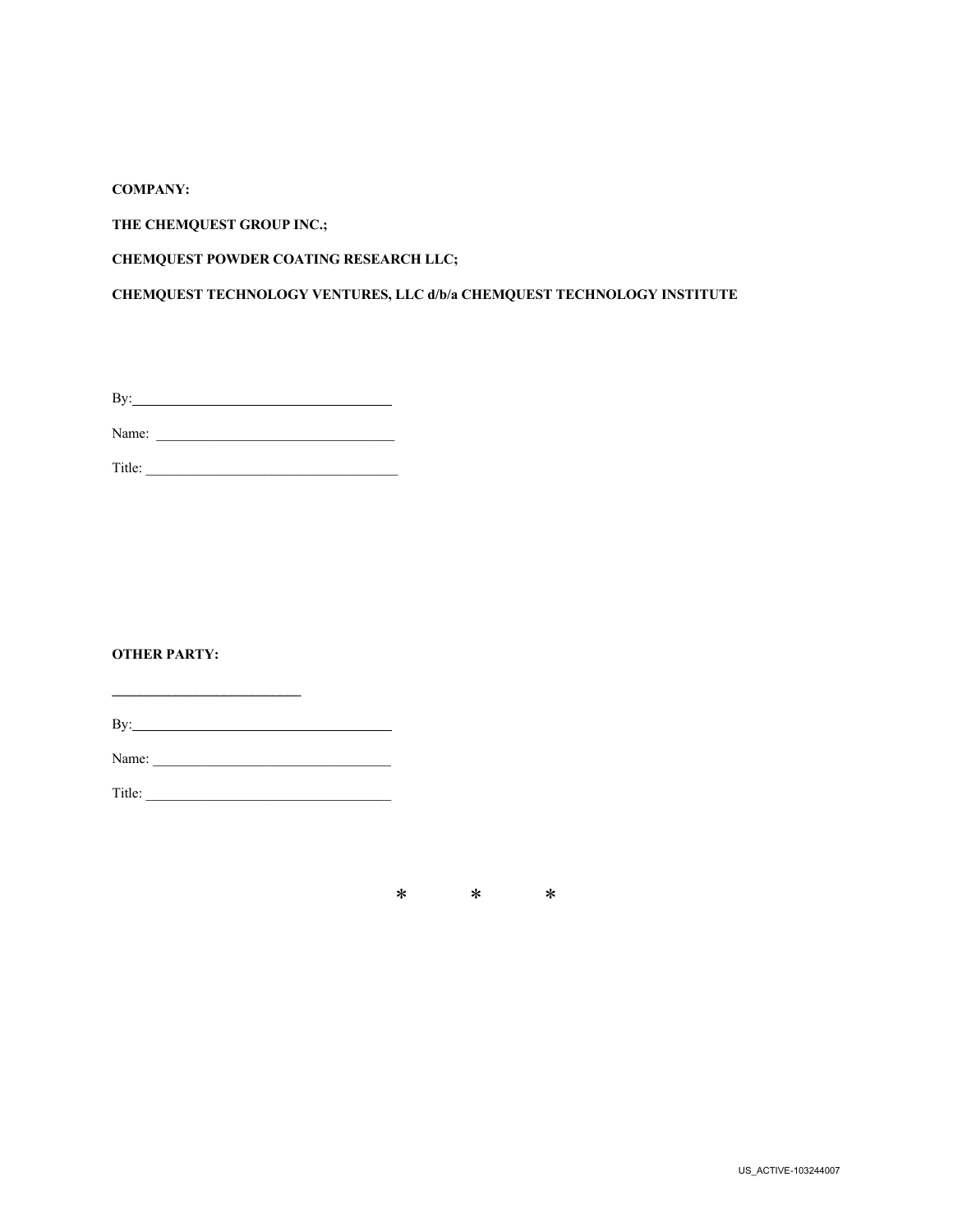**COMPANY:**

**THE CHEMQUEST GROUP INC.;**

**CHEMQUEST POWDER COATING RESEARCH LLC;**

**CHEMQUEST TECHNOLOGY VENTURES, LLC d/b/a CHEMQUEST TECHNOLOGY INSTITUTE**

By:\_\_\_\_\_\_\_\_\_\_\_\_\_\_\_\_\_\_\_\_\_\_\_\_\_\_\_\_\_\_\_\_\_\_\_

Name: \_\_\_\_\_\_\_\_\_\_\_\_\_\_\_\_\_\_\_\_\_\_\_\_\_\_\_\_\_\_\_\_\_

Title: \_\_\_\_\_\_\_\_\_\_\_\_\_\_\_\_\_\_\_\_\_\_\_\_\_\_\_\_\_\_\_\_\_\_\_

**OTHER PARTY:**

\_\_\_\_\_\_\_\_\_\_\_\_\_\_\_\_\_\_\_\_\_\_\_\_\_\_

By:\_\_\_\_\_\_\_\_\_\_\_\_\_\_\_\_\_\_\_\_\_\_\_\_\_\_\_\_\_\_\_\_\_\_\_

Name: \_\_\_\_\_\_\_\_\_\_\_\_\_\_\_\_\_\_\_\_\_\_\_\_\_\_\_\_\_\_\_\_\_

Title: \_\_\_\_\_\_\_\_\_\_\_\_\_\_\_\_\_\_\_\_\_\_\_\_\_\_\_\_\_\_\_\_\_\_

\*  \*  \*

US_ACTIVE-103244007